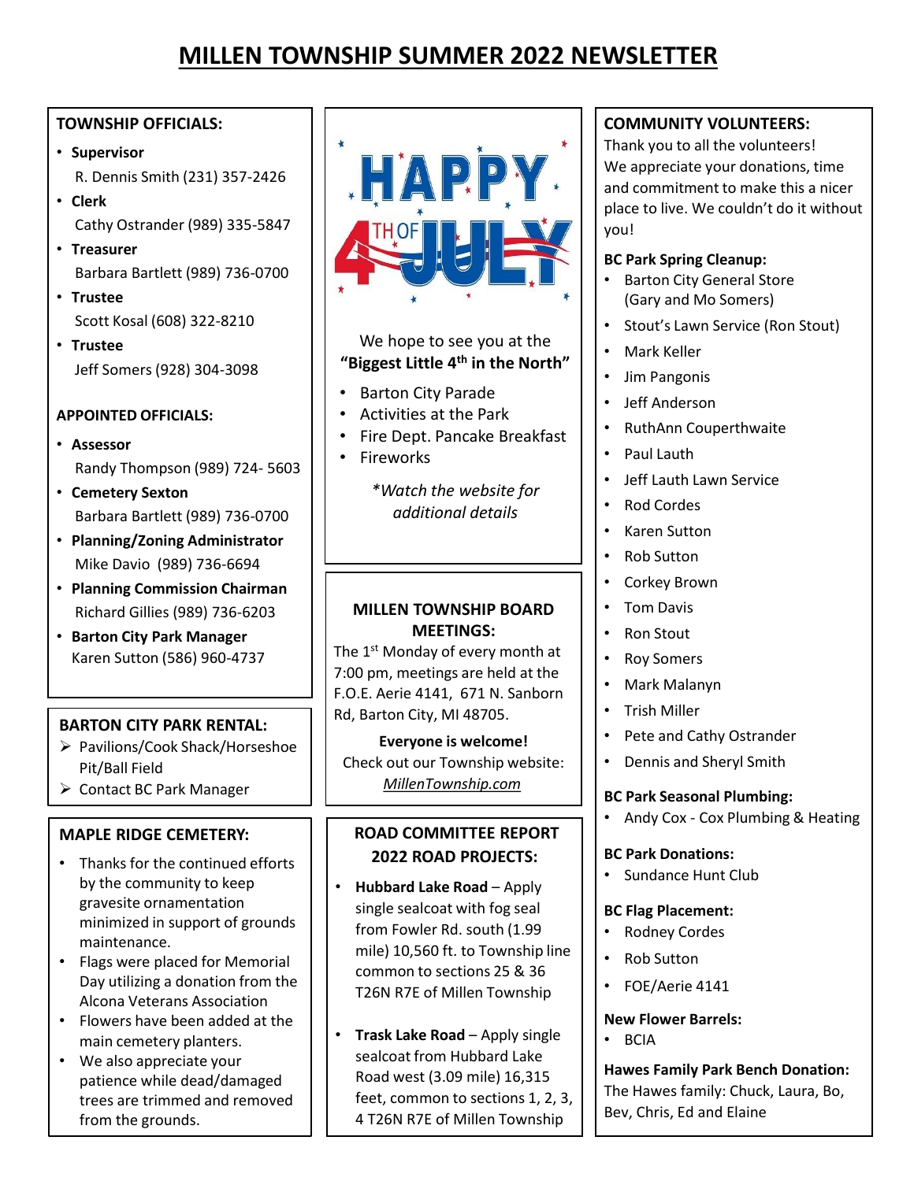# MILLEN TOWNSHIP SUMMER 2022 NEWSLETTER

## TOWNSHIP OFFICIALS:

- **Supervisor**
  R. Dennis Smith (231) 357-2426
- **Clerk**
  Cathy Ostrander (989) 335-5847
- **Treasurer**
  Barbara Bartlett (989) 736-0700
- **Trustee**
  Scott Kosal (608) 322-8210
- **Trustee**
  Jeff Somers (928) 304-3098

## APPOINTED OFFICIALS:

- **Assessor**
  Randy Thompson (989) 724- 5603
- **Cemetery Sexton**
  Barbara Bartlett (989) 736-0700
- **Planning/Zoning Administrator**
  Mike Davio (989) 736-6694
- **Planning Commission Chairman**
  Richard Gillies (989) 736-6203
- **Barton City Park Manager**
  Karen Sutton (586) 960-4737

## BARTON CITY PARK RENTAL:

- Pavilions/Cook Shack/Horseshoe Pit/Ball Field
- Contact BC Park Manager

## MAPLE RIDGE CEMETERY:

- Thanks for the continued efforts by the community to keep gravesite ornamentation minimized in support of grounds maintenance.
- Flags were placed for Memorial Day utilizing a donation from the Alcona Veterans Association
- Flowers have been added at the main cemetery planters.
- We also appreciate your patience while dead/damaged trees are trimmed and removed from the grounds.

## HAPPY 4TH OF JULY

We hope to see you at the **"Biggest Little 4th in the North"**

- Barton City Parade
- Activities at the Park
- Fire Dept. Pancake Breakfast
- Fireworks

*\*Watch the website for additional details*

## MILLEN TOWNSHIP BOARD MEETINGS:

The 1st Monday of every month at 7:00 pm, meetings are held at the F.O.E. Aerie 4141, 671 N. Sanborn Rd, Barton City, MI 48705.

**Everyone is welcome!**

Check out our Township website: *MillenTownship.com*

## ROAD COMMITTEE REPORT 2022 ROAD PROJECTS:

- **Hubbard Lake Road** – Apply single sealcoat with fog seal from Fowler Rd. south (1.99 mile) 10,560 ft. to Township line common to sections 25 & 36 T26N R7E of Millen Township
- **Trask Lake Road** – Apply single sealcoat from Hubbard Lake Road west (3.09 mile) 16,315 feet, common to sections 1, 2, 3, 4 T26N R7E of Millen Township

## COMMUNITY VOLUNTEERS:

Thank you to all the volunteers! We appreciate your donations, time and commitment to make this a nicer place to live. We couldn't do it without you!

**BC Park Spring Cleanup:**

- Barton City General Store (Gary and Mo Somers)
- Stout's Lawn Service (Ron Stout)
- Mark Keller
- Jim Pangonis
- Jeff Anderson
- RuthAnn Couperthwaite
- Paul Lauth
- Jeff Lauth Lawn Service
- Rod Cordes
- Karen Sutton
- Rob Sutton
- Corkey Brown
- Tom Davis
- Ron Stout
- Roy Somers
- Mark Malanyn
- Trish Miller
- Pete and Cathy Ostrander
- Dennis and Sheryl Smith

**BC Park Seasonal Plumbing:**

- Andy Cox - Cox Plumbing & Heating

**BC Park Donations:**

- Sundance Hunt Club

**BC Flag Placement:**

- Rodney Cordes
- Rob Sutton
- FOE/Aerie 4141

**New Flower Barrels:**

- BCIA

**Hawes Family Park Bench Donation:**

The Hawes family: Chuck, Laura, Bo, Bev, Chris, Ed and Elaine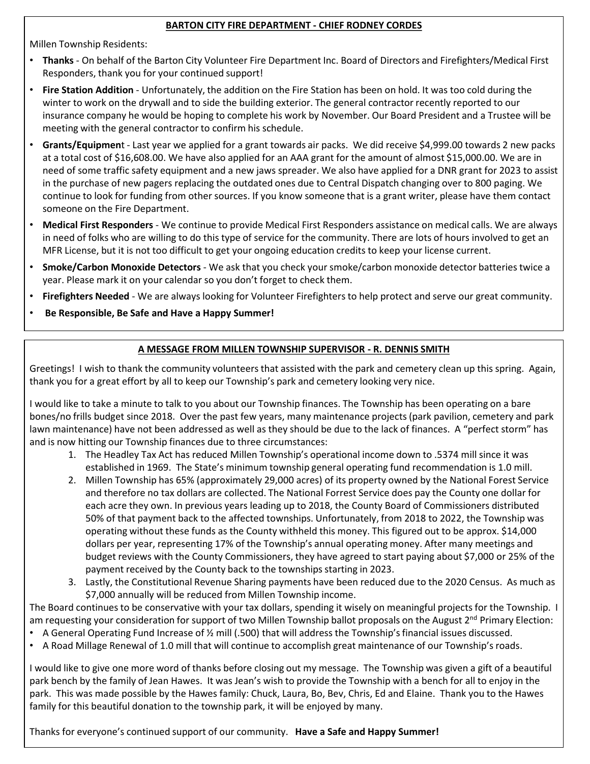## BARTON CITY FIRE DEPARTMENT - CHIEF RODNEY CORDES

Millen Township Residents:

- **Thanks** - On behalf of the Barton City Volunteer Fire Department Inc. Board of Directors and Firefighters/Medical First Responders, thank you for your continued support!
- **Fire Station Addition** - Unfortunately, the addition on the Fire Station has been on hold. It was too cold during the winter to work on the drywall and to side the building exterior. The general contractor recently reported to our insurance company he would be hoping to complete his work by November. Our Board President and a Trustee will be meeting with the general contractor to confirm his schedule.
- **Grants/Equipmen**t - Last year we applied for a grant towards air packs. We did receive $4,999.00 towards 2 new packs at a total cost of $16,608.00. We have also applied for an AAA grant for the amount of almost $15,000.00. We are in need of some traffic safety equipment and a new jaws spreader. We also have applied for a DNR grant for 2023 to assist in the purchase of new pagers replacing the outdated ones due to Central Dispatch changing over to 800 paging. We continue to look for funding from other sources. If you know someone that is a grant writer, please have them contact someone on the Fire Department.
- **Medical First Responders** - We continue to provide Medical First Responders assistance on medical calls. We are always in need of folks who are willing to do this type of service for the community. There are lots of hours involved to get an MFR License, but it is not too difficult to get your ongoing education credits to keep your license current.
- **Smoke/Carbon Monoxide Detectors** - We ask that you check your smoke/carbon monoxide detector batteries twice a year. Please mark it on your calendar so you don't forget to check them.
- **Firefighters Needed** - We are always looking for Volunteer Firefighters to help protect and serve our great community.
- **Be Responsible, Be Safe and Have a Happy Summer!**

## A MESSAGE FROM MILLEN TOWNSHIP SUPERVISOR - R. DENNIS SMITH

Greetings! I wish to thank the community volunteers that assisted with the park and cemetery clean up this spring. Again, thank you for a great effort by all to keep our Township's park and cemetery looking very nice.

I would like to take a minute to talk to you about our Township finances. The Township has been operating on a bare bones/no frills budget since 2018. Over the past few years, many maintenance projects (park pavilion, cemetery and park lawn maintenance) have not been addressed as well as they should be due to the lack of finances. A "perfect storm" has and is now hitting our Township finances due to three circumstances:

1. The Headley Tax Act has reduced Millen Township's operational income down to .5374 mill since it was established in 1969. The State's minimum township general operating fund recommendation is 1.0 mill.
2. Millen Township has 65% (approximately 29,000 acres) of its property owned by the National Forest Service and therefore no tax dollars are collected. The National Forrest Service does pay the County one dollar for each acre they own. In previous years leading up to 2018, the County Board of Commissioners distributed 50% of that payment back to the affected townships. Unfortunately, from 2018 to 2022, the Township was operating without these funds as the County withheld this money. This figured out to be approx. $14,000 dollars per year, representing 17% of the Township's annual operating money. After many meetings and budget reviews with the County Commissioners, they have agreed to start paying about $7,000 or 25% of the payment received by the County back to the townships starting in 2023.
3. Lastly, the Constitutional Revenue Sharing payments have been reduced due to the 2020 Census. As much as $7,000 annually will be reduced from Millen Township income.

The Board continues to be conservative with your tax dollars, spending it wisely on meaningful projects for the Township. I am requesting your consideration for support of two Millen Township ballot proposals on the August 2nd Primary Election:

- A General Operating Fund Increase of ½ mill (.500) that will address the Township's financial issues discussed.
- A Road Millage Renewal of 1.0 mill that will continue to accomplish great maintenance of our Township's roads.

I would like to give one more word of thanks before closing out my message. The Township was given a gift of a beautiful park bench by the family of Jean Hawes. It was Jean's wish to provide the Township with a bench for all to enjoy in the park. This was made possible by the Hawes family: Chuck, Laura, Bo, Bev, Chris, Ed and Elaine. Thank you to the Hawes family for this beautiful donation to the township park, it will be enjoyed by many.

Thanks for everyone's continued support of our community. **Have a Safe and Happy Summer!**